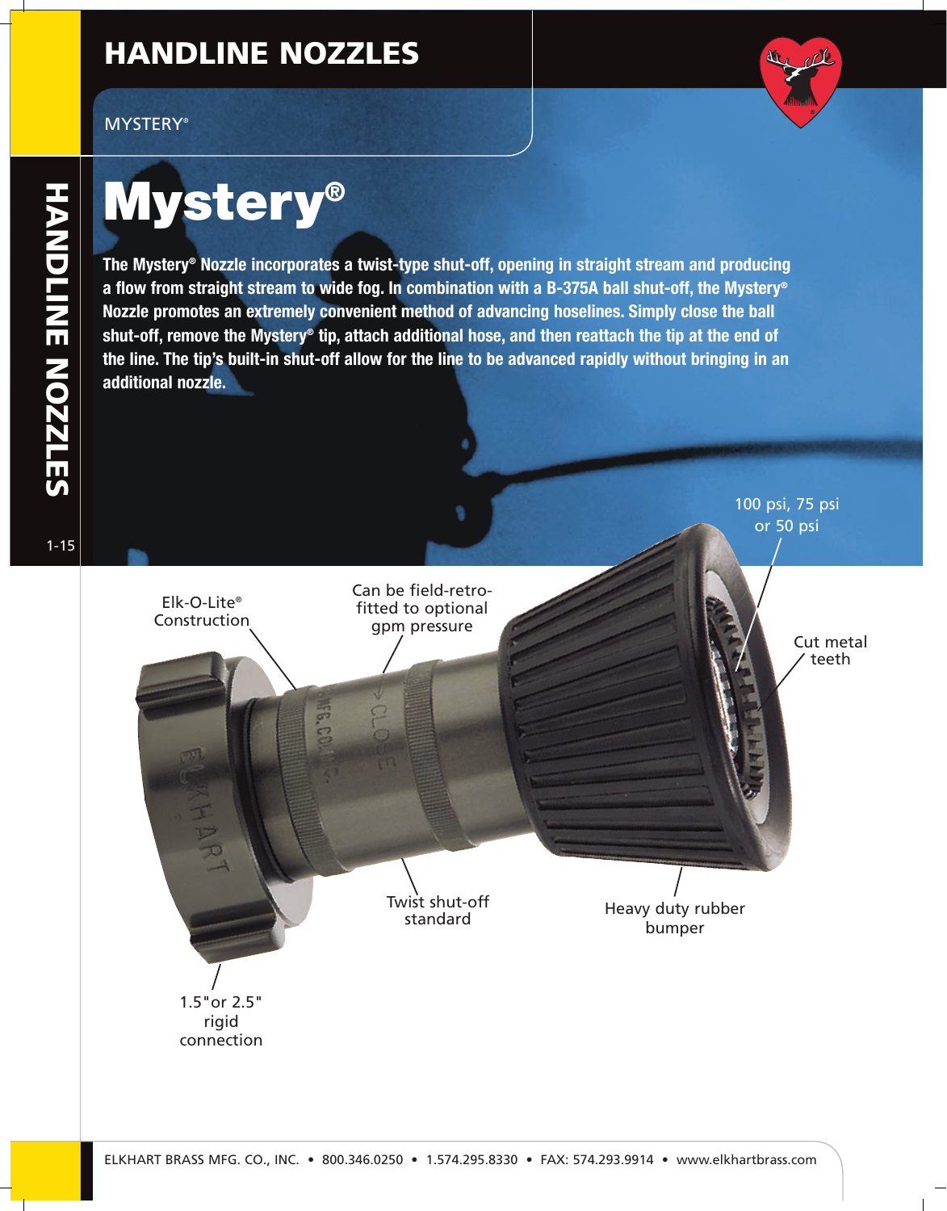# HANDLINE NOZZLES

MYSTERY®

# Mystery®

**The Mystery® Nozzle incorporates a twist-type shut-off, opening in straight stream and producing a flow from straight stream to wide fog. In combination with a B-375A ball shut-off, the Mystery® Nozzle promotes an extremely convenient method of advancing hoselines. Simply close the ball shut-off, remove the Mystery® tip, attach additional hose, and then reattach the tip at the end of the line. The tip's built-in shut-off allow for the line to be advanced rapidly without bringing in an additional nozzle.**

100 psi, 75 psi or 50 psi

Elk-O-Lite® Construction

Can be field-retro-fitted to optional gpm pressure

Cut metal teeth

Twist shut-off standard

Heavy duty rubber bumper

1.5"or 2.5" rigid connection

ELKHART BRASS MFG. CO., INC. • 800.346.0250 • 1.574.295.8330 • FAX: 574.293.9914 • www.elkhartbrass.com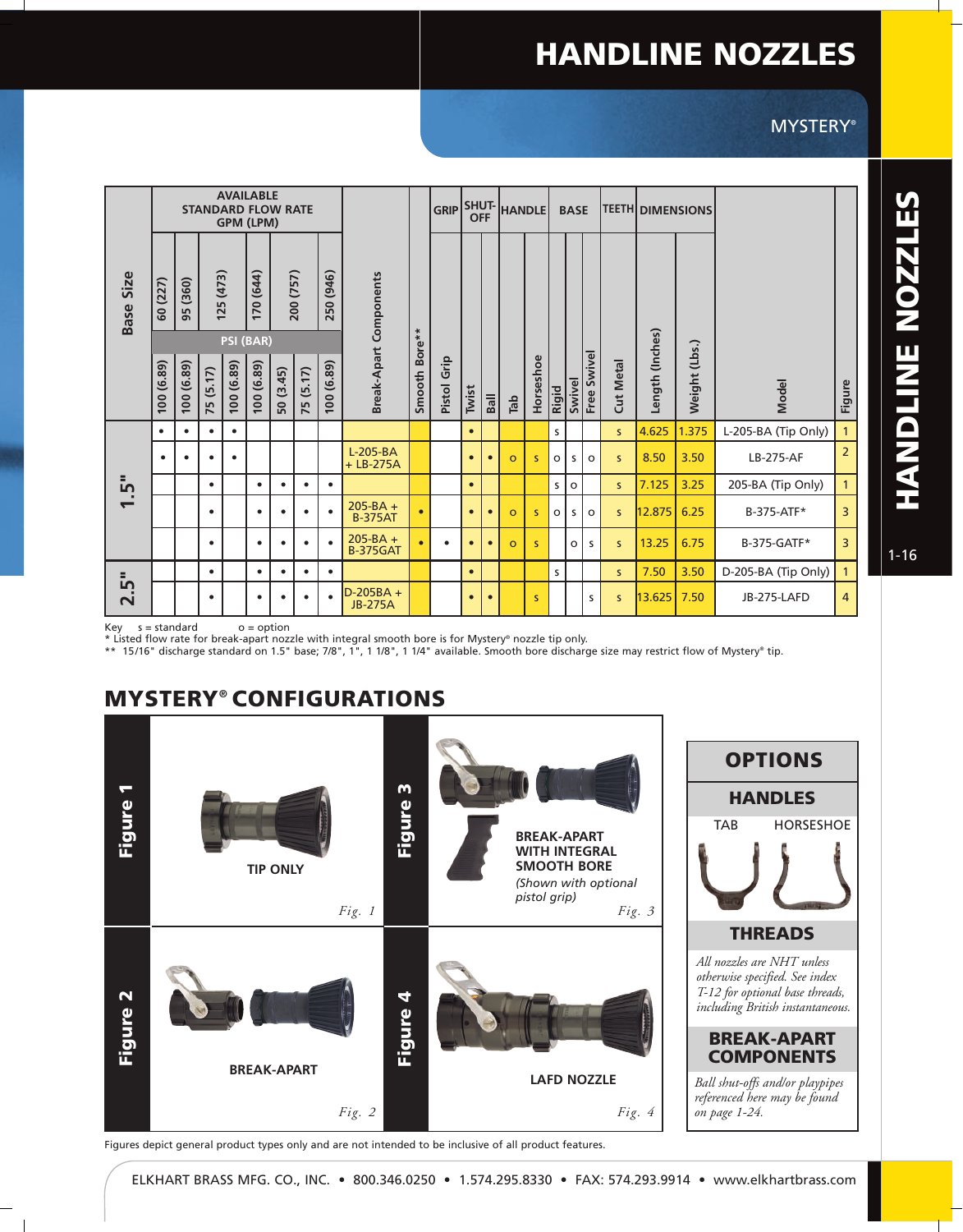# HANDLINE NOZZLES

## MYSTERY®

| Base Size | AVAILABLE STANDARD FLOW RATE GPM (LPM) | | | | | | | | Break-Apart Components | Smooth Bore** | GRIP | SHUT-OFF | | HANDLE | | BASE | | | TEETH | DIMENSIONS | | Model | Figure |
|---|---|---|---|---|---|---|---|---|---|---|---|---|---|---|---|---|---|---|---|---|---|---|---|
| | 60 (227) | 95 (360) | 125 (473) | | 170 (644) | 200 (757) | | 250 (946) | | | Pistol Grip | Twist | Ball | Tab | Horseshoe | Rigid | Swivel | Free Swivel | Cut Metal | Length (Inches) | Weight (Lbs.) | | |
| | PSI (BAR) | | | | | | | | | | | | | | | | | | | | | | |
| | 100 (6.89) | 100 (6.89) | 75 (5.17) | 100 (6.89) | 100 (6.89) | 50 (3.45) | 75 (5.17) | 100 (6.89) | | | | | | | | | | | | | | | |
| 1.5" | • | • | • | • | | | | | | | | • | | | | s | | | s | 4.625 | 1.375 | L-205-BA (Tip Only) | 1 |
| 1.5" | • | • | • | • | | | | | L-205-BA + LB-275A | | | • | • | o | s | o | s | o | s | 8.50 | 3.50 | LB-275-AF | 2 |
| 1.5" | | | • | | • | • | • | • | | | | • | | | | s | o | | s | 7.125 | 3.25 | 205-BA (Tip Only) | 1 |
| 1.5" | | | • | | • | • | • | • | 205-BA + B-375AT | • | | • | • | o | s | o | s | o | s | 12.875 | 6.25 | B-375-ATF* | 3 |
| 1.5" | | | • | | • | • | • | • | 205-BA + B-375GAT | • | • | • | • | o | s | | o | s | s | 13.25 | 6.75 | B-375-GATF* | 3 |
| 2.5" | | | • | | • | • | • | • | | | | • | | | | s | | | s | 7.50 | 3.50 | D-205-BA (Tip Only) | 1 |
| 2.5" | | | • | | • | • | • | • | D-205BA + JB-275A | | | • | • | | s | | | s | s | 13.625 | 7.50 | JB-275-LAFD | 4 |

Key s = standard o = option

\* Listed flow rate for break-apart nozzle with integral smooth bore is for Mystery® nozzle tip only.

\*\* 15/16" discharge standard on 1.5" base; 7/8", 1", 1 1/8", 1 1/4" available. Smooth bore discharge size may restrict flow of Mystery® tip.

## MYSTERY® CONFIGURATIONS

**Figure 1**

TIP ONLY

*Fig. 1*

**Figure 2**

BREAK-APART

*Fig. 2*

**Figure 3**

**BREAK-APART WITH INTEGRAL SMOOTH BORE**

*(Shown with optional pistol grip)*

*Fig. 3*

**Figure 4**

LAFD NOZZLE

*Fig. 4*

Figures depict general product types only and are not intended to be inclusive of all product features.

## OPTIONS

### HANDLES

TAB HORSESHOE

### THREADS

*All nozzles are NHT unless otherwise specified. See index T-12 for optional base threads, including British instantaneous.*

### BREAK-APART COMPONENTS

*Ball shut-offs and/or playpipes referenced here may be found on page 1-24.*

ELKHART BRASS MFG. CO., INC. • 800.346.0250 • 1.574.295.8330 • FAX: 574.293.9914 • www.elkhartbrass.com